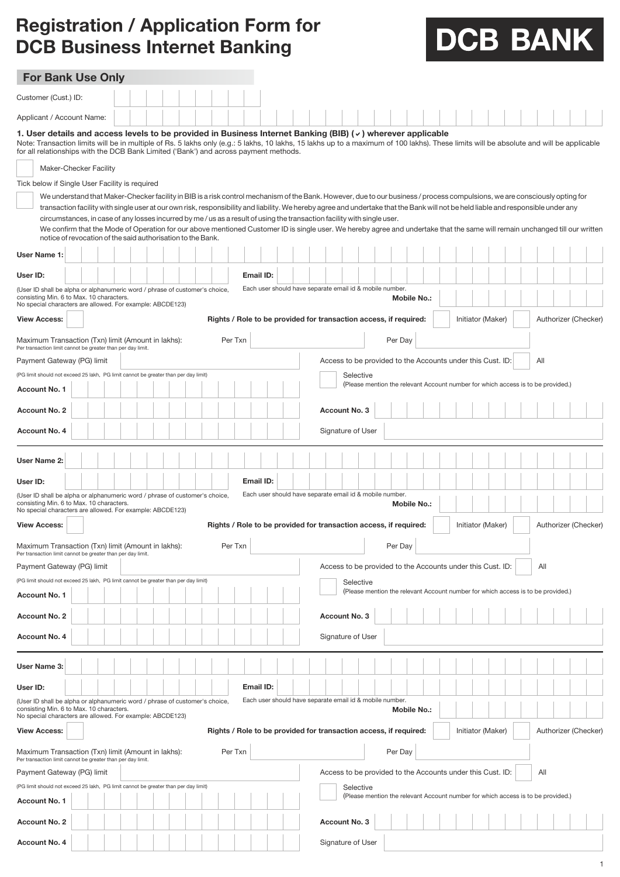# Registration / Application Form for DCB Business Internet Banking

**DCB BANK**

## For Bank Use Only

Customer (Cust.) ID:

Applicant / Account Name:

**1. User details and access levels to be provided in Business Internet Banking (BIB) (✓) wherever applicable**

Note: Transaction limits will be in multiple of Rs. 5 lakhs only (e.g.: 5 lakhs, 10 lakhs, 15 lakhs up to a maximum of 100 lakhs). These limits will be absolute and will be applicable for all relationships with the DCB Bank Limited ('Bank') and across payment methods.

☐ Maker-Checker Facility

Tick below if Single User Facility is required

☐ We understand that Maker-Checker facility in BIB is a risk control mechanism of the Bank. However, due to our business / process compulsions, we are consciously opting for transaction facility with single user at our own risk, responsibility and liability. We hereby agree and undertake that the Bank will not be held liable and responsible under any circumstances, in case of any losses incurred by me / us as a result of using the transaction facility with single user.
We confirm that the Mode of Operation for our above mentioned Customer ID is single user. We hereby agree and undertake that the same will remain unchanged till our written notice of revocation of the said authorisation to the Bank.

**User Name 1:**

**User ID:**

(User ID shall be alpha or alphanumeric word / phrase of customer's choice, consisting Min. 6 to Max. 10 characters. No special characters are allowed. For example: ABCDE123)

**Email ID:**

Each user should have separate email id & mobile number.

**Mobile No.:**

**View Access:** ☐

**Rights / Role to be provided for transaction access, if required:** ☐ Initiator (Maker) ☐ Authorizer (Checker)

Maximum Transaction (Txn) limit (Amount in lakhs): Per Txn ____ Per Day ____

Per transaction limit cannot be greater than per day limit.

Payment Gateway (PG) limit ____

(PG limit should not exceed 25 lakh, PG limit cannot be greater than per day limit)

Access to be provided to the Accounts under this Cust. ID: ☐ All

☐ Selective
(Please mention the relevant Account number for which access is to be provided.)

**Account No. 1**

**Account No. 2**

**Account No. 3**

**Account No. 4**

Signature of User

---

**User Name 2:**

**User ID:**

(User ID shall be alpha or alphanumeric word / phrase of customer's choice, consisting Min. 6 to Max. 10 characters. No special characters are allowed. For example: ABCDE123)

**Email ID:**

Each user should have separate email id & mobile number.

**Mobile No.:**

**View Access:** ☐

**Rights / Role to be provided for transaction access, if required:** ☐ Initiator (Maker) ☐ Authorizer (Checker)

Maximum Transaction (Txn) limit (Amount in lakhs): Per Txn ____ Per Day ____

Per transaction limit cannot be greater than per day limit.

Payment Gateway (PG) limit ____

(PG limit should not exceed 25 lakh, PG limit cannot be greater than per day limit)

Access to be provided to the Accounts under this Cust. ID: ☐ All

☐ Selective
(Please mention the relevant Account number for which access is to be provided.)

**Account No. 1**

**Account No. 2**

**Account No. 3**

**Account No. 4**

Signature of User

---

**User Name 3:**

**User ID:**

(User ID shall be alpha or alphanumeric word / phrase of customer's choice, consisting Min. 6 to Max. 10 characters. No special characters are allowed. For example: ABCDE123)

**Email ID:**

Each user should have separate email id & mobile number.

**Mobile No.:**

**View Access:** ☐

**Rights / Role to be provided for transaction access, if required:** ☐ Initiator (Maker) ☐ Authorizer (Checker)

Maximum Transaction (Txn) limit (Amount in lakhs): Per Txn ____ Per Day ____

Per transaction limit cannot be greater than per day limit.

Payment Gateway (PG) limit ____

(PG limit should not exceed 25 lakh, PG limit cannot be greater than per day limit)

Access to be provided to the Accounts under this Cust. ID: ☐ All

☐ Selective
(Please mention the relevant Account number for which access is to be provided.)

**Account No. 1**

**Account No. 2**

**Account No. 3**

**Account No. 4**

Signature of User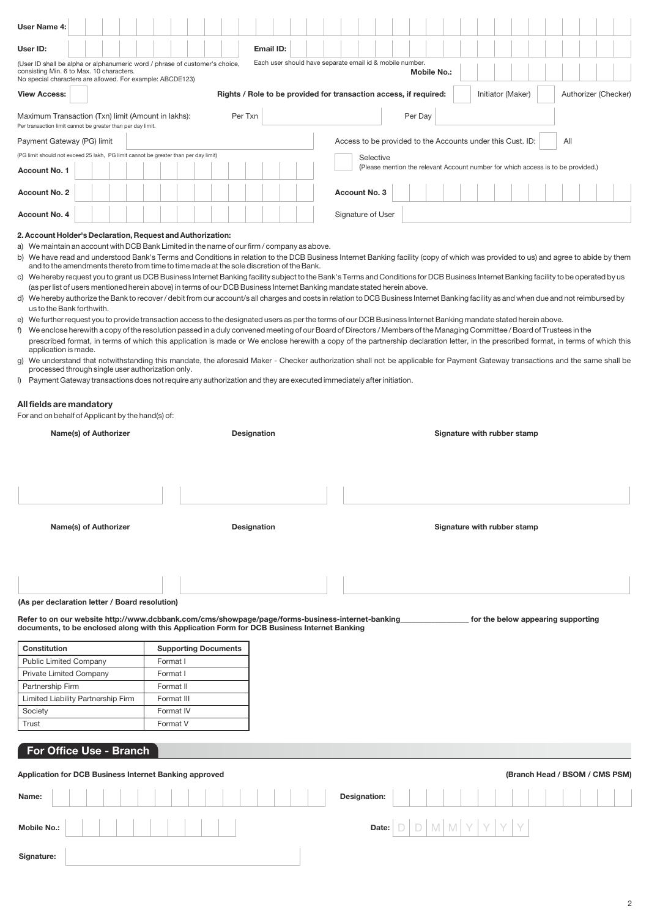**User Name 4:**

**User ID:** 

**Email ID:**

(User ID shall be alpha or alphanumeric word / phrase of customer's choice, consisting Min. 6 to Max. 10 characters. No special characters are allowed. For example: ABCDE123)

Each user should have separate email id & mobile number.

**Mobile No.:**

**View Access:**

**Rights / Role to be provided for transaction access, if required:** Initiator (Maker) Authorizer (Checker)

Maximum Transaction (Txn) limit (Amount in lakhs): Per Txn Per Day

Per transaction limit cannot be greater than per day limit.

Payment Gateway (PG) limit

(PG limit should not exceed 25 lakh, PG limit cannot be greater than per day limit)

Access to be provided to the Accounts under this Cust. ID: All

Selective
(Please mention the relevant Account number for which access is to be provided.)

**Account No. 1**

**Account No. 2**

**Account No. 3**

**Account No. 4**

Signature of User

**2. Account Holder's Declaration, Request and Authorization:**

a) We maintain an account with DCB Bank Limited in the name of our firm / company as above.

b) We have read and understood Bank's Terms and Conditions in relation to the DCB Business Internet Banking facility (copy of which was provided to us) and agree to abide by them and to the amendments thereto from time to time made at the sole discretion of the Bank.

c) We hereby request you to grant us DCB Business Internet Banking facility subject to the Bank's Terms and Conditions for DCB Business Internet Banking facility to be operated by us (as per list of users mentioned herein above) in terms of our DCB Business Internet Banking mandate stated herein above.

d) We hereby authorize the Bank to recover / debit from our account/s all charges and costs in relation to DCB Business Internet Banking facility as and when due and not reimbursed by us to the Bank forthwith.

e) We further request you to provide transaction access to the designated users as per the terms of our DCB Business Internet Banking mandate stated herein above.

f) We enclose herewith a copy of the resolution passed in a duly convened meeting of our Board of Directors / Members of the Managing Committee / Board of Trustees in the prescribed format, in terms of which this application is made or We enclose herewith a copy of the partnership declaration letter, in the prescribed format, in terms of which this application is made.

g) We understand that notwithstanding this mandate, the aforesaid Maker - Checker authorization shall not be applicable for Payment Gateway transactions and the same shall be processed through single user authorization only.

l) Payment Gateway transactions does not require any authorization and they are executed immediately after initiation.

**All fields are mandatory**

For and on behalf of Applicant by the hand(s) of:

| Name(s) of Authorizer | Designation | Signature with rubber stamp |
|---|---|---|
| | | |

| Name(s) of Authorizer | Designation | Signature with rubber stamp |
|---|---|---|
| | | |

**(As per declaration letter / Board resolution)**

**Refer to on our website http://www.dcbbank.com/cms/showpage/page/forms-business-internet-banking________________ for the below appearing supporting documents, to be enclosed along with this Application Form for DCB Business Internet Banking**

| Constitution | Supporting Documents |
|---|---|
| Public Limited Company | Format I |
| Private Limited Company | Format I |
| Partnership Firm | Format II |
| Limited Liability Partnership Firm | Format III |
| Society | Format IV |
| Trust | Format V |

## For Office Use - Branch

**Application for DCB Business Internet Banking approved** **(Branch Head / BSOM / CMS PSM)**

**Name:**

**Designation:**

**Mobile No.:**

**Date:** D D M M Y Y Y Y

**Signature:**